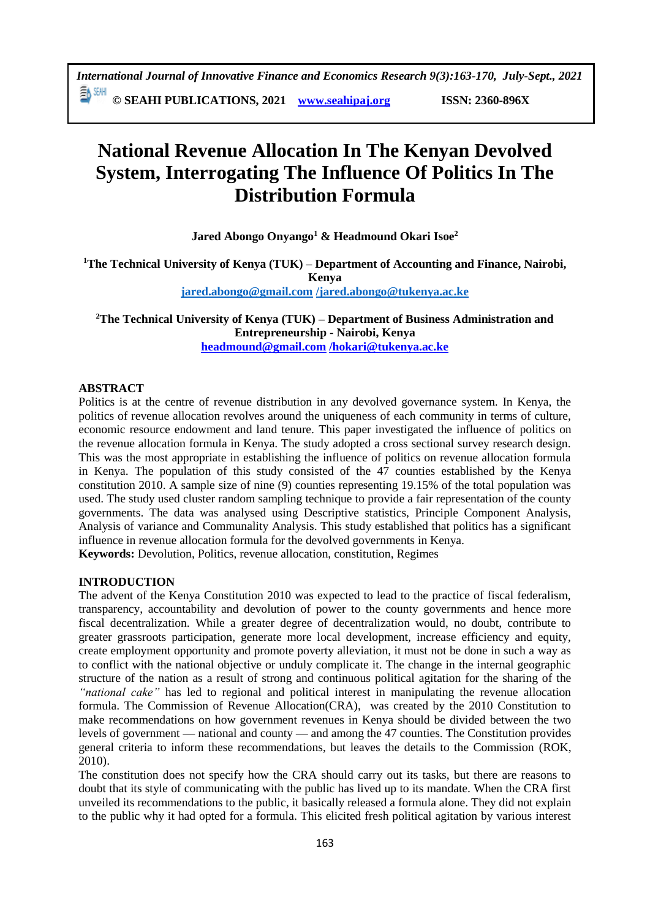# National Revenue Allocation In The Kenyan Devolved System, Interrogating The Influence Of Politics In The Distribution Formula

**Jared Abongo Onyango[1] & Headmound Okari Isoe[2]**

**[1]The Technical University of Kenya (TUK) – Department of Accounting and Finance, Nairobi, Kenya**
**jared.abongo@gmail.com /jared.abongo@tukenya.ac.ke**

**[2]The Technical University of Kenya (TUK) – Department of Business Administration and Entrepreneurship - Nairobi, Kenya**
**headmound@gmail.com /hokari@tukenya.ac.ke**

## ABSTRACT

Politics is at the centre of revenue distribution in any devolved governance system. In Kenya, the politics of revenue allocation revolves around the uniqueness of each community in terms of culture, economic resource endowment and land tenure. This paper investigated the influence of politics on the revenue allocation formula in Kenya. The study adopted a cross sectional survey research design. This was the most appropriate in establishing the influence of politics on revenue allocation formula in Kenya. The population of this study consisted of the 47 counties established by the Kenya constitution 2010. A sample size of nine (9) counties representing 19.15% of the total population was used. The study used cluster random sampling technique to provide a fair representation of the county governments. The data was analysed using Descriptive statistics, Principle Component Analysis, Analysis of variance and Communality Analysis. This study established that politics has a significant influence in revenue allocation formula for the devolved governments in Kenya.

**Keywords:** Devolution, Politics, revenue allocation, constitution, Regimes

## INTRODUCTION

The advent of the Kenya Constitution 2010 was expected to lead to the practice of fiscal federalism, transparency, accountability and devolution of power to the county governments and hence more fiscal decentralization. While a greater degree of decentralization would, no doubt, contribute to greater grassroots participation, generate more local development, increase efficiency and equity, create employment opportunity and promote poverty alleviation, it must not be done in such a way as to conflict with the national objective or unduly complicate it. The change in the internal geographic structure of the nation as a result of strong and continuous political agitation for the sharing of the *"national cake"* has led to regional and political interest in manipulating the revenue allocation formula. The Commission of Revenue Allocation(CRA), was created by the 2010 Constitution to make recommendations on how government revenues in Kenya should be divided between the two levels of government — national and county — and among the 47 counties. The Constitution provides general criteria to inform these recommendations, but leaves the details to the Commission (ROK, 2010).

The constitution does not specify how the CRA should carry out its tasks, but there are reasons to doubt that its style of communicating with the public has lived up to its mandate. When the CRA first unveiled its recommendations to the public, it basically released a formula alone. They did not explain to the public why it had opted for a formula. This elicited fresh political agitation by various interest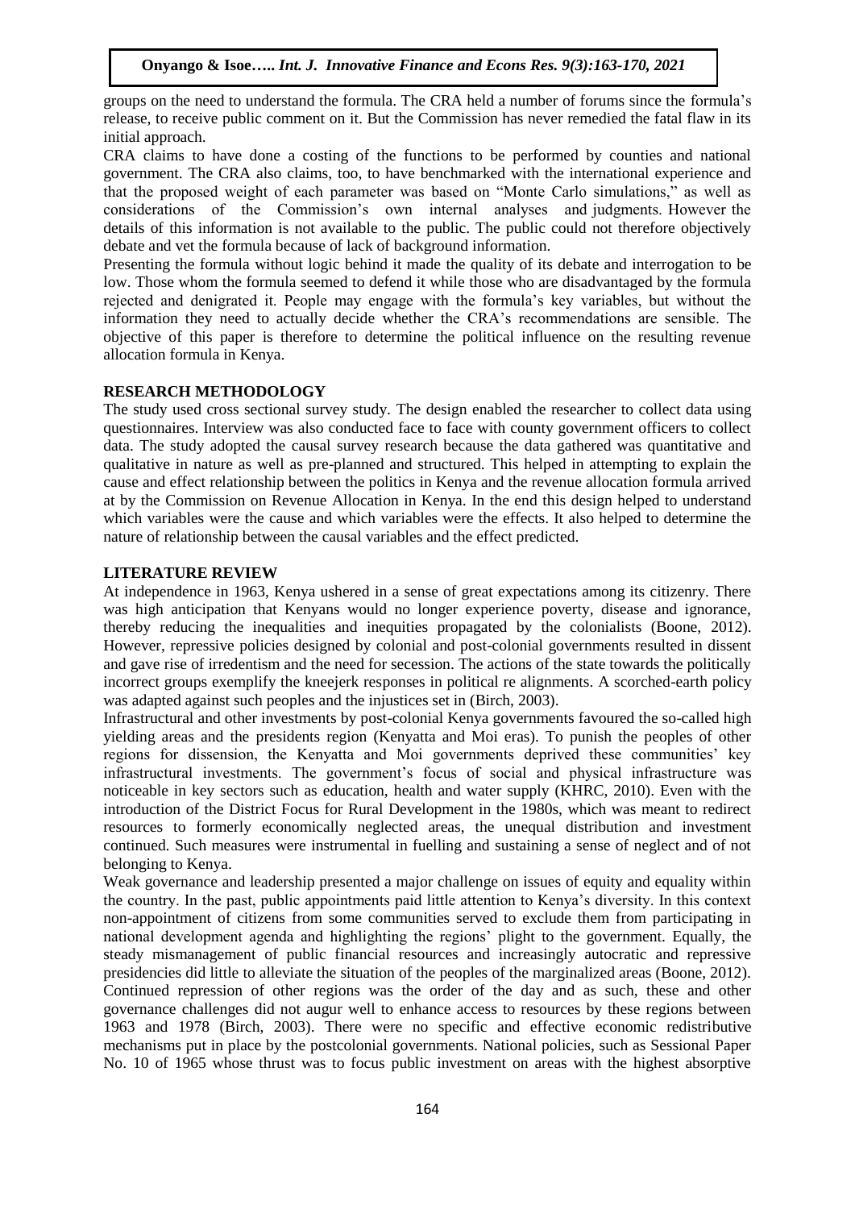groups on the need to understand the formula. The CRA held a number of forums since the formula's release, to receive public comment on it. But the Commission has never remedied the fatal flaw in its initial approach.

CRA claims to have done a costing of the functions to be performed by counties and national government. The CRA also claims, too, to have benchmarked with the international experience and that the proposed weight of each parameter was based on "Monte Carlo simulations," as well as considerations of the Commission's own internal analyses and judgments. However the details of this information is not available to the public. The public could not therefore objectively debate and vet the formula because of lack of background information.

Presenting the formula without logic behind it made the quality of its debate and interrogation to be low. Those whom the formula seemed to defend it while those who are disadvantaged by the formula rejected and denigrated it. People may engage with the formula's key variables, but without the information they need to actually decide whether the CRA's recommendations are sensible. The objective of this paper is therefore to determine the political influence on the resulting revenue allocation formula in Kenya.

## RESEARCH METHODOLOGY

The study used cross sectional survey study. The design enabled the researcher to collect data using questionnaires. Interview was also conducted face to face with county government officers to collect data. The study adopted the causal survey research because the data gathered was quantitative and qualitative in nature as well as pre-planned and structured. This helped in attempting to explain the cause and effect relationship between the politics in Kenya and the revenue allocation formula arrived at by the Commission on Revenue Allocation in Kenya. In the end this design helped to understand which variables were the cause and which variables were the effects. It also helped to determine the nature of relationship between the causal variables and the effect predicted.

## LITERATURE REVIEW

At independence in 1963, Kenya ushered in a sense of great expectations among its citizenry. There was high anticipation that Kenyans would no longer experience poverty, disease and ignorance, thereby reducing the inequalities and inequities propagated by the colonialists (Boone, 2012). However, repressive policies designed by colonial and post-colonial governments resulted in dissent and gave rise of irredentism and the need for secession. The actions of the state towards the politically incorrect groups exemplify the kneejerk responses in political re alignments. A scorched-earth policy was adapted against such peoples and the injustices set in (Birch, 2003).

Infrastructural and other investments by post-colonial Kenya governments favoured the so-called high yielding areas and the presidents region (Kenyatta and Moi eras). To punish the peoples of other regions for dissension, the Kenyatta and Moi governments deprived these communities' key infrastructural investments. The government's focus of social and physical infrastructure was noticeable in key sectors such as education, health and water supply (KHRC, 2010). Even with the introduction of the District Focus for Rural Development in the 1980s, which was meant to redirect resources to formerly economically neglected areas, the unequal distribution and investment continued. Such measures were instrumental in fuelling and sustaining a sense of neglect and of not belonging to Kenya.

Weak governance and leadership presented a major challenge on issues of equity and equality within the country. In the past, public appointments paid little attention to Kenya's diversity. In this context non-appointment of citizens from some communities served to exclude them from participating in national development agenda and highlighting the regions' plight to the government. Equally, the steady mismanagement of public financial resources and increasingly autocratic and repressive presidencies did little to alleviate the situation of the peoples of the marginalized areas (Boone, 2012). Continued repression of other regions was the order of the day and as such, these and other governance challenges did not augur well to enhance access to resources by these regions between 1963 and 1978 (Birch, 2003). There were no specific and effective economic redistributive mechanisms put in place by the postcolonial governments. National policies, such as Sessional Paper No. 10 of 1965 whose thrust was to focus public investment on areas with the highest absorptive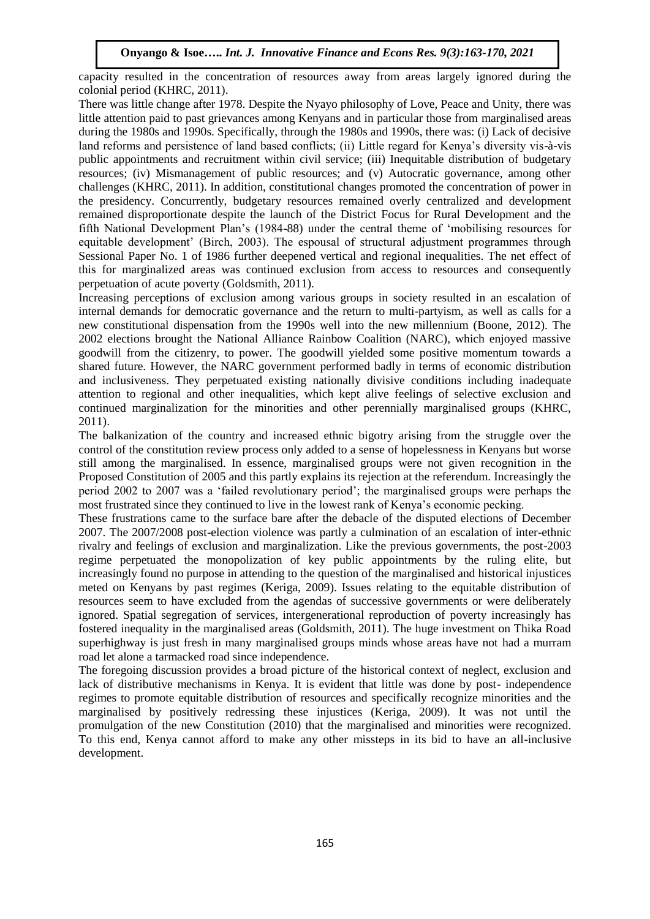capacity resulted in the concentration of resources away from areas largely ignored during the colonial period (KHRC, 2011).

There was little change after 1978. Despite the Nyayo philosophy of Love, Peace and Unity, there was little attention paid to past grievances among Kenyans and in particular those from marginalised areas during the 1980s and 1990s. Specifically, through the 1980s and 1990s, there was: (i) Lack of decisive land reforms and persistence of land based conflicts; (ii) Little regard for Kenya's diversity vis-à-vis public appointments and recruitment within civil service; (iii) Inequitable distribution of budgetary resources; (iv) Mismanagement of public resources; and (v) Autocratic governance, among other challenges (KHRC, 2011). In addition, constitutional changes promoted the concentration of power in the presidency. Concurrently, budgetary resources remained overly centralized and development remained disproportionate despite the launch of the District Focus for Rural Development and the fifth National Development Plan's (1984-88) under the central theme of 'mobilising resources for equitable development' (Birch, 2003). The espousal of structural adjustment programmes through Sessional Paper No. 1 of 1986 further deepened vertical and regional inequalities. The net effect of this for marginalized areas was continued exclusion from access to resources and consequently perpetuation of acute poverty (Goldsmith, 2011).

Increasing perceptions of exclusion among various groups in society resulted in an escalation of internal demands for democratic governance and the return to multi-partyism, as well as calls for a new constitutional dispensation from the 1990s well into the new millennium (Boone, 2012). The 2002 elections brought the National Alliance Rainbow Coalition (NARC), which enjoyed massive goodwill from the citizenry, to power. The goodwill yielded some positive momentum towards a shared future. However, the NARC government performed badly in terms of economic distribution and inclusiveness. They perpetuated existing nationally divisive conditions including inadequate attention to regional and other inequalities, which kept alive feelings of selective exclusion and continued marginalization for the minorities and other perennially marginalised groups (KHRC, 2011).

The balkanization of the country and increased ethnic bigotry arising from the struggle over the control of the constitution review process only added to a sense of hopelessness in Kenyans but worse still among the marginalised. In essence, marginalised groups were not given recognition in the Proposed Constitution of 2005 and this partly explains its rejection at the referendum. Increasingly the period 2002 to 2007 was a 'failed revolutionary period'; the marginalised groups were perhaps the most frustrated since they continued to live in the lowest rank of Kenya's economic pecking.

These frustrations came to the surface bare after the debacle of the disputed elections of December 2007. The 2007/2008 post-election violence was partly a culmination of an escalation of inter-ethnic rivalry and feelings of exclusion and marginalization. Like the previous governments, the post-2003 regime perpetuated the monopolization of key public appointments by the ruling elite, but increasingly found no purpose in attending to the question of the marginalised and historical injustices meted on Kenyans by past regimes (Keriga, 2009). Issues relating to the equitable distribution of resources seem to have excluded from the agendas of successive governments or were deliberately ignored. Spatial segregation of services, intergenerational reproduction of poverty increasingly has fostered inequality in the marginalised areas (Goldsmith, 2011). The huge investment on Thika Road superhighway is just fresh in many marginalised groups minds whose areas have not had a murram road let alone a tarmacked road since independence.

The foregoing discussion provides a broad picture of the historical context of neglect, exclusion and lack of distributive mechanisms in Kenya. It is evident that little was done by post- independence regimes to promote equitable distribution of resources and specifically recognize minorities and the marginalised by positively redressing these injustices (Keriga, 2009). It was not until the promulgation of the new Constitution (2010) that the marginalised and minorities were recognized. To this end, Kenya cannot afford to make any other missteps in its bid to have an all-inclusive development.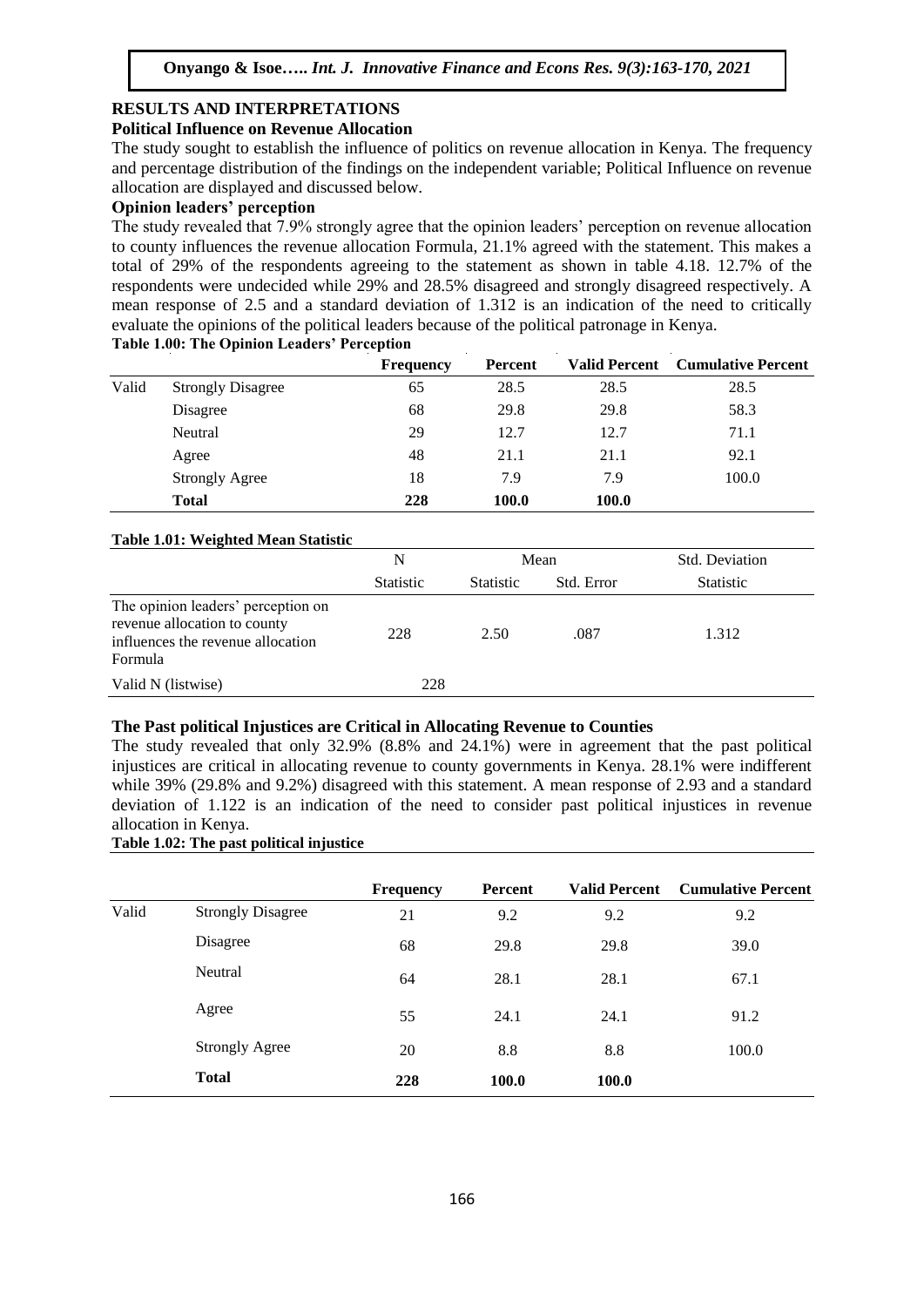## RESULTS AND INTERPRETATIONS

### Political Influence on Revenue Allocation

The study sought to establish the influence of politics on revenue allocation in Kenya. The frequency and percentage distribution of the findings on the independent variable; Political Influence on revenue allocation are displayed and discussed below.

### Opinion leaders' perception

The study revealed that 7.9% strongly agree that the opinion leaders' perception on revenue allocation to county influences the revenue allocation Formula, 21.1% agreed with the statement. This makes a total of 29% of the respondents agreeing to the statement as shown in table 4.18. 12.7% of the respondents were undecided while 29% and 28.5% disagreed and strongly disagreed respectively. A mean response of 2.5 and a standard deviation of 1.312 is an indication of the need to critically evaluate the opinions of the political leaders because of the political patronage in Kenya.

**Table 1.00: The Opinion Leaders' Perception**

| | | Frequency | Percent | Valid Percent | Cumulative Percent |
|---|---|---|---|---|---|
| Valid | Strongly Disagree | 65 | 28.5 | 28.5 | 28.5 |
| | Disagree | 68 | 29.8 | 29.8 | 58.3 |
| | Neutral | 29 | 12.7 | 12.7 | 71.1 |
| | Agree | 48 | 21.1 | 21.1 | 92.1 |
| | Strongly Agree | 18 | 7.9 | 7.9 | 100.0 |
| | **Total** | **228** | **100.0** | **100.0** | |

**Table 1.01: Weighted Mean Statistic**

| | N | Mean | | Std. Deviation |
|---|---|---|---|---|
| | Statistic | Statistic | Std. Error | Statistic |
| The opinion leaders' perception on revenue allocation to county influences the revenue allocation Formula | 228 | 2.50 | .087 | 1.312 |
| Valid N (listwise) | 228 | | | |

### The Past political Injustices are Critical in Allocating Revenue to Counties

The study revealed that only 32.9% (8.8% and 24.1%) were in agreement that the past political injustices are critical in allocating revenue to county governments in Kenya. 28.1% were indifferent while 39% (29.8% and 9.2%) disagreed with this statement. A mean response of 2.93 and a standard deviation of 1.122 is an indication of the need to consider past political injustices in revenue allocation in Kenya.

**Table 1.02: The past political injustice**

| | | Frequency | Percent | Valid Percent | Cumulative Percent |
|---|---|---|---|---|---|
| Valid | Strongly Disagree | 21 | 9.2 | 9.2 | 9.2 |
| | Disagree | 68 | 29.8 | 29.8 | 39.0 |
| | Neutral | 64 | 28.1 | 28.1 | 67.1 |
| | Agree | 55 | 24.1 | 24.1 | 91.2 |
| | Strongly Agree | 20 | 8.8 | 8.8 | 100.0 |
| | **Total** | **228** | **100.0** | **100.0** | |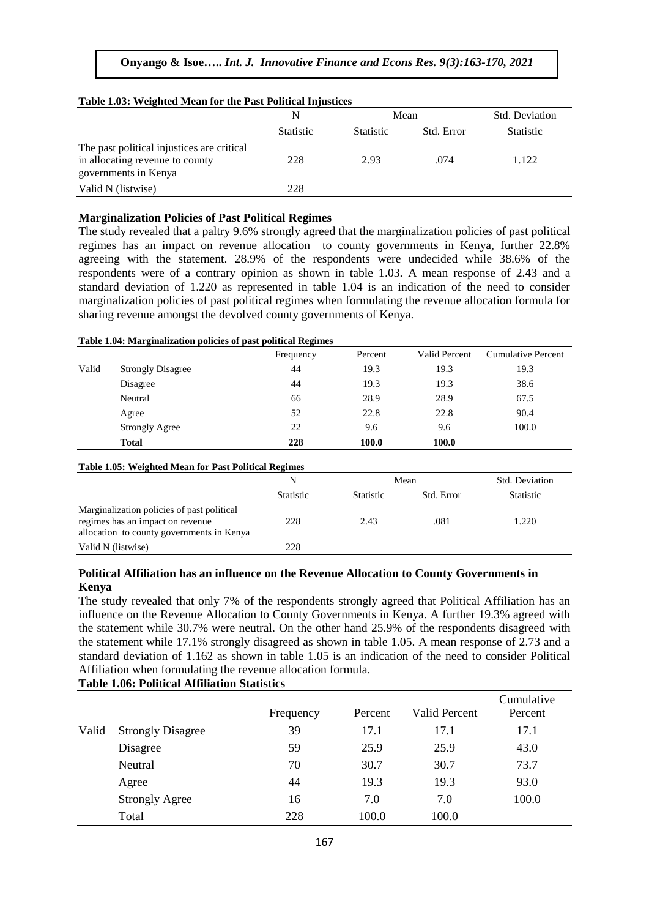**Table 1.03: Weighted Mean for the Past Political Injustices**

| | N | Mean | | Std. Deviation |
|---|---|---|---|---|
| | Statistic | Statistic | Std. Error | Statistic |
| The past political injustices are critical in allocating revenue to county governments in Kenya | 228 | 2.93 | .074 | 1.122 |
| Valid N (listwise) | 228 | | | |

### Marginalization Policies of Past Political Regimes

The study revealed that a paltry 9.6% strongly agreed that the marginalization policies of past political regimes has an impact on revenue allocation to county governments in Kenya, further 22.8% agreeing with the statement. 28.9% of the respondents were undecided while 38.6% of the respondents were of a contrary opinion as shown in table 1.03. A mean response of 2.43 and a standard deviation of 1.220 as represented in table 1.04 is an indication of the need to consider marginalization policies of past political regimes when formulating the revenue allocation formula for sharing revenue amongst the devolved county governments of Kenya.

**Table 1.04: Marginalization policies of past political Regimes**

| | | Frequency | Percent | Valid Percent | Cumulative Percent |
|---|---|---|---|---|---|
| Valid | Strongly Disagree | 44 | 19.3 | 19.3 | 19.3 |
| | Disagree | 44 | 19.3 | 19.3 | 38.6 |
| | Neutral | 66 | 28.9 | 28.9 | 67.5 |
| | Agree | 52 | 22.8 | 22.8 | 90.4 |
| | Strongly Agree | 22 | 9.6 | 9.6 | 100.0 |
| | **Total** | **228** | **100.0** | **100.0** | |

**Table 1.05: Weighted Mean for Past Political Regimes**

| | N | Mean | | Std. Deviation |
|---|---|---|---|---|
| | Statistic | Statistic | Std. Error | Statistic |
| Marginalization policies of past political regimes has an impact on revenue allocation to county governments in Kenya | 228 | 2.43 | .081 | 1.220 |
| Valid N (listwise) | 228 | | | |

### Political Affiliation has an influence on the Revenue Allocation to County Governments in Kenya

The study revealed that only 7% of the respondents strongly agreed that Political Affiliation has an influence on the Revenue Allocation to County Governments in Kenya. A further 19.3% agreed with the statement while 30.7% were neutral. On the other hand 25.9% of the respondents disagreed with the statement while 17.1% strongly disagreed as shown in table 1.05. A mean response of 2.73 and a standard deviation of 1.162 as shown in table 1.05 is an indication of the need to consider Political Affiliation when formulating the revenue allocation formula.

**Table 1.06: Political Affiliation Statistics**

| | | Frequency | Percent | Valid Percent | Cumulative Percent |
|---|---|---|---|---|---|
| Valid | Strongly Disagree | 39 | 17.1 | 17.1 | 17.1 |
| | Disagree | 59 | 25.9 | 25.9 | 43.0 |
| | Neutral | 70 | 30.7 | 30.7 | 73.7 |
| | Agree | 44 | 19.3 | 19.3 | 93.0 |
| | Strongly Agree | 16 | 7.0 | 7.0 | 100.0 |
| | Total | 228 | 100.0 | 100.0 | |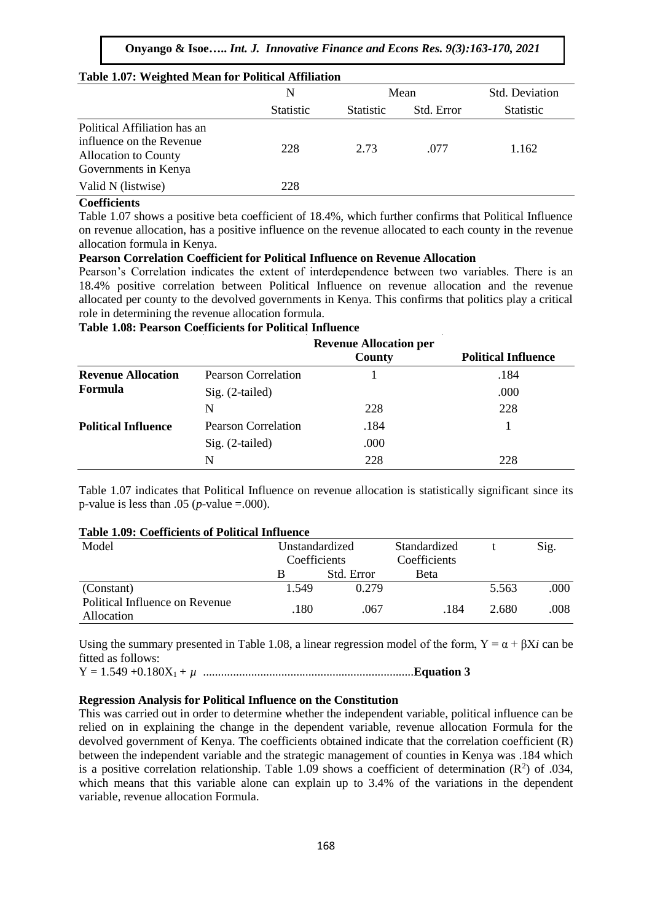**Table 1.07: Weighted Mean for Political Affiliation**

| | N | Mean | | Std. Deviation |
|---|---|---|---|---|
| | Statistic | Statistic | Std. Error | Statistic |
| Political Affiliation has an influence on the Revenue Allocation to County Governments in Kenya | 228 | 2.73 | .077 | 1.162 |
| Valid N (listwise) | 228 | | | |

**Coefficients**

Table 1.07 shows a positive beta coefficient of 18.4%, which further confirms that Political Influence on revenue allocation, has a positive influence on the revenue allocated to each county in the revenue allocation formula in Kenya.

**Pearson Correlation Coefficient for Political Influence on Revenue Allocation**

Pearson's Correlation indicates the extent of interdependence between two variables. There is an 18.4% positive correlation between Political Influence on revenue allocation and the revenue allocated per county to the devolved governments in Kenya. This confirms that politics play a critical role in determining the revenue allocation formula.

**Table 1.08: Pearson Coefficients for Political Influence**

| | | **Revenue Allocation per County** | **Political Influence** |
|---|---|---|---|
| **Revenue Allocation Formula** | Pearson Correlation | 1 | .184 |
| | Sig. (2-tailed) | | .000 |
| | N | 228 | 228 |
| **Political Influence** | Pearson Correlation | .184 | 1 |
| | Sig. (2-tailed) | .000 | |
| | N | 228 | 228 |

Table 1.07 indicates that Political Influence on revenue allocation is statistically significant since its p-value is less than .05 (*p*-value =.000).

**Table 1.09: Coefficients of Political Influence**

| Model | Unstandardized Coefficients | | Standardized Coefficients | t | Sig. |
|---|---|---|---|---|---|
| | B | Std. Error | Beta | | |
| (Constant) | 1.549 | 0.279 | | 5.563 | .000 |
| Political Influence on Revenue Allocation | .180 | .067 | .184 | 2.680 | .008 |

Using the summary presented in Table 1.08, a linear regression model of the form, $Y = \alpha + \beta X_i$ can be fitted as follows:

$Y = 1.549 + 0.180X_1 + \mu$ ......................................................................**Equation 3**

**Regression Analysis for Political Influence on the Constitution**

This was carried out in order to determine whether the independent variable, political influence can be relied on in explaining the change in the dependent variable, revenue allocation Formula for the devolved government of Kenya. The coefficients obtained indicate that the correlation coefficient (R) between the independent variable and the strategic management of counties in Kenya was .184 which is a positive correlation relationship. Table 1.09 shows a coefficient of determination ($R^2$) of .034, which means that this variable alone can explain up to 3.4% of the variations in the dependent variable, revenue allocation Formula.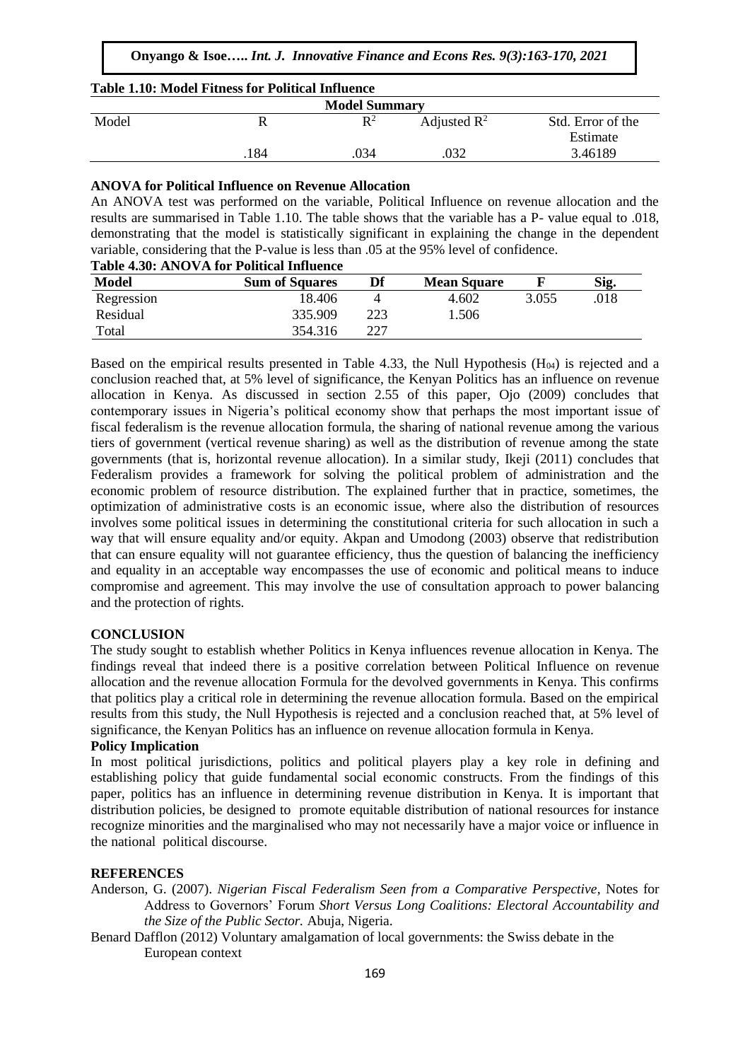**Table 1.10: Model Fitness for Political Influence**

| Model Summary | | | | |
|---|---|---|---|---|
| Model | R | $R^2$ | Adjusted $R^2$ | Std. Error of the Estimate |
| | .184 | .034 | .032 | 3.46189 |

**ANOVA for Political Influence on Revenue Allocation**

An ANOVA test was performed on the variable, Political Influence on revenue allocation and the results are summarised in Table 1.10. The table shows that the variable has a P- value equal to .018, demonstrating that the model is statistically significant in explaining the change in the dependent variable, considering that the P-value is less than .05 at the 95% level of confidence.

**Table 4.30: ANOVA for Political Influence**

| Model | Sum of Squares | Df | Mean Square | F | Sig. |
|---|---|---|---|---|---|
| Regression | 18.406 | 4 | 4.602 | 3.055 | .018 |
| Residual | 335.909 | 223 | 1.506 | | |
| Total | 354.316 | 227 | | | |

Based on the empirical results presented in Table 4.33, the Null Hypothesis ($H_{04}$) is rejected and a conclusion reached that, at 5% level of significance, the Kenyan Politics has an influence on revenue allocation in Kenya. As discussed in section 2.55 of this paper, Ojo (2009) concludes that contemporary issues in Nigeria's political economy show that perhaps the most important issue of fiscal federalism is the revenue allocation formula, the sharing of national revenue among the various tiers of government (vertical revenue sharing) as well as the distribution of revenue among the state governments (that is, horizontal revenue allocation). In a similar study, Ikeji (2011) concludes that Federalism provides a framework for solving the political problem of administration and the economic problem of resource distribution. The explained further that in practice, sometimes, the optimization of administrative costs is an economic issue, where also the distribution of resources involves some political issues in determining the constitutional criteria for such allocation in such a way that will ensure equality and/or equity. Akpan and Umodong (2003) observe that redistribution that can ensure equality will not guarantee efficiency, thus the question of balancing the inefficiency and equality in an acceptable way encompasses the use of economic and political means to induce compromise and agreement. This may involve the use of consultation approach to power balancing and the protection of rights.

## CONCLUSION

The study sought to establish whether Politics in Kenya influences revenue allocation in Kenya. The findings reveal that indeed there is a positive correlation between Political Influence on revenue allocation and the revenue allocation Formula for the devolved governments in Kenya. This confirms that politics play a critical role in determining the revenue allocation formula. Based on the empirical results from this study, the Null Hypothesis is rejected and a conclusion reached that, at 5% level of significance, the Kenyan Politics has an influence on revenue allocation formula in Kenya.

### Policy Implication

In most political jurisdictions, politics and political players play a key role in defining and establishing policy that guide fundamental social economic constructs. From the findings of this paper, politics has an influence in determining revenue distribution in Kenya. It is important that distribution policies, be designed to promote equitable distribution of national resources for instance recognize minorities and the marginalised who may not necessarily have a major voice or influence in the national political discourse.

## REFERENCES

Anderson, G. (2007). *Nigerian Fiscal Federalism Seen from a Comparative Perspective*, Notes for Address to Governors' Forum *Short Versus Long Coalitions: Electoral Accountability and the Size of the Public Sector.* Abuja, Nigeria.

Benard Dafflon (2012) Voluntary amalgamation of local governments: the Swiss debate in the European context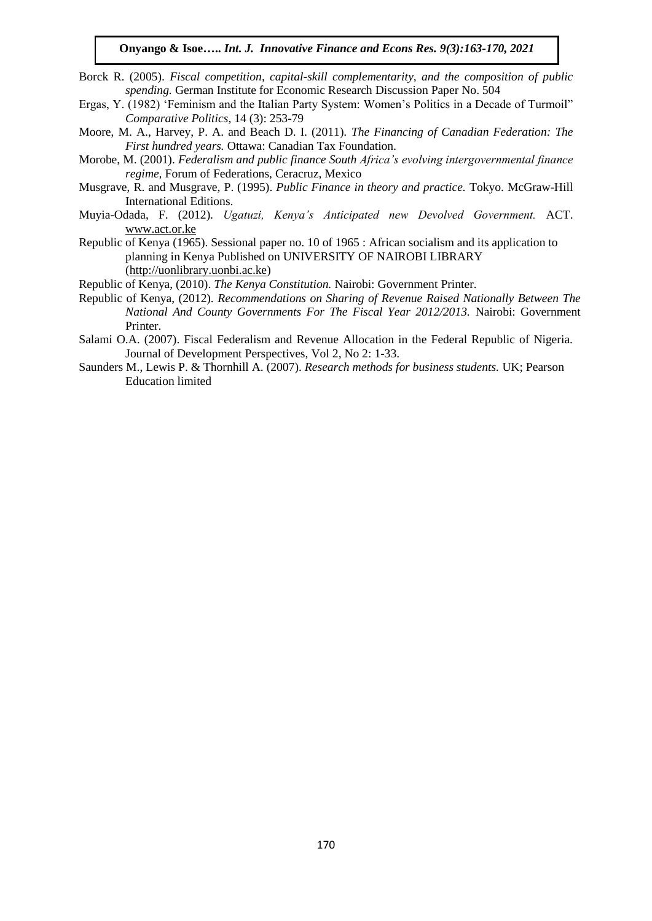Borck R. (2005). *Fiscal competition, capital-skill complementarity, and the composition of public spending.* German Institute for Economic Research Discussion Paper No. 504

Ergas, Y. (1982) 'Feminism and the Italian Party System: Women's Politics in a Decade of Turmoil" *Comparative Politics*, 14 (3): 253-79

Moore, M. A., Harvey, P. A. and Beach D. I. (2011). *The Financing of Canadian Federation: The First hundred years.* Ottawa: Canadian Tax Foundation.

Morobe, M. (2001). *Federalism and public finance South Africa's evolving intergovernmental finance regime*, Forum of Federations, Ceracruz, Mexico

Musgrave, R. and Musgrave, P. (1995). *Public Finance in theory and practice.* Tokyo. McGraw-Hill International Editions.

Muyia-Odada, F. (2012). *Ugatuzi, Kenya's Anticipated new Devolved Government.* ACT. www.act.or.ke

Republic of Kenya (1965). Sessional paper no. 10 of 1965 : African socialism and its application to planning in Kenya Published on UNIVERSITY OF NAIROBI LIBRARY (http://uonlibrary.uonbi.ac.ke)

Republic of Kenya, (2010). *The Kenya Constitution.* Nairobi: Government Printer.

Republic of Kenya, (2012). *Recommendations on Sharing of Revenue Raised Nationally Between The National And County Governments For The Fiscal Year 2012/2013.* Nairobi: Government Printer.

Salami O.A. (2007). Fiscal Federalism and Revenue Allocation in the Federal Republic of Nigeria. Journal of Development Perspectives, Vol 2, No 2: 1-33.

Saunders M., Lewis P. & Thornhill A. (2007). *Research methods for business students.* UK; Pearson Education limited